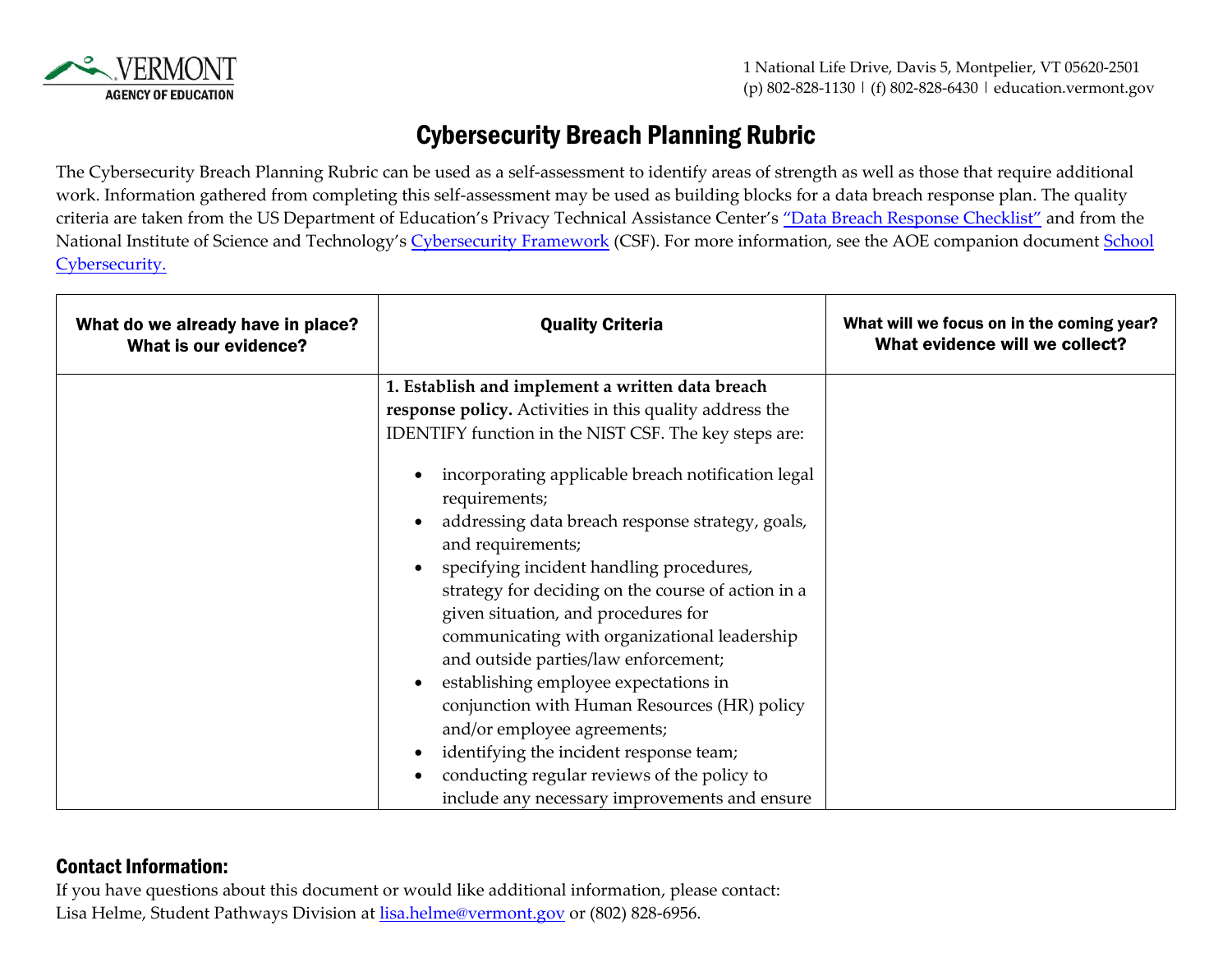VERMONT
AGENCY OF EDUCATION

1 National Life Drive, Davis 5, Montpelier, VT 05620-2501
(p) 802-828-1130 | (f) 802-828-6430 | education.vermont.gov

# Cybersecurity Breach Planning Rubric

The Cybersecurity Breach Planning Rubric can be used as a self-assessment to identify areas of strength as well as those that require additional work. Information gathered from completing this self-assessment may be used as building blocks for a data breach response plan. The quality criteria are taken from the US Department of Education's Privacy Technical Assistance Center's "Data Breach Response Checklist" and from the National Institute of Science and Technology's Cybersecurity Framework (CSF). For more information, see the AOE companion document School Cybersecurity.

| What do we already have in place? What is our evidence? | Quality Criteria | What will we focus on in the coming year? What evidence will we collect? |
|---|---|---|
| | **1. Establish and implement a written data breach response policy.** Activities in this quality address the IDENTIFY function in the NIST CSF. The key steps are:<br>• incorporating applicable breach notification legal requirements;<br>• addressing data breach response strategy, goals, and requirements;<br>• specifying incident handling procedures, strategy for deciding on the course of action in a given situation, and procedures for communicating with organizational leadership and outside parties/law enforcement;<br>• establishing employee expectations in conjunction with Human Resources (HR) policy and/or employee agreements;<br>• identifying the incident response team;<br>• conducting regular reviews of the policy to include any necessary improvements and ensure | |

## Contact Information:

If you have questions about this document or would like additional information, please contact:
Lisa Helme, Student Pathways Division at lisa.helme@vermont.gov or (802) 828-6956.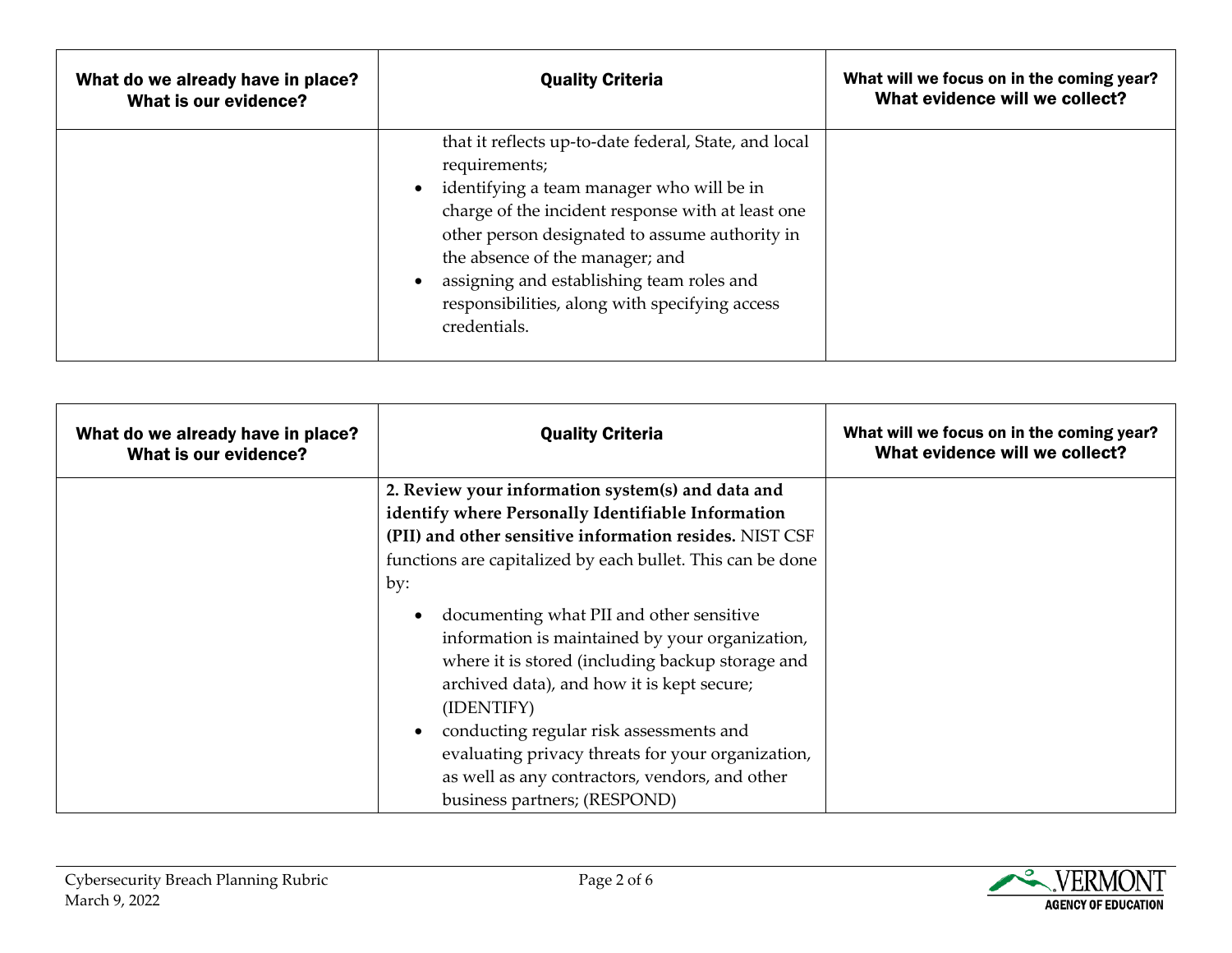| What do we already have in place? What is our evidence? | Quality Criteria | What will we focus on in the coming year? What evidence will we collect? |
| --- | --- | --- |
| | that it reflects up-to-date federal, State, and local requirements;<br>• identifying a team manager who will be in charge of the incident response with at least one other person designated to assume authority in the absence of the manager; and<br>• assigning and establishing team roles and responsibilities, along with specifying access credentials. | |

| What do we already have in place? What is our evidence? | Quality Criteria | What will we focus on in the coming year? What evidence will we collect? |
| --- | --- | --- |
| | **2. Review your information system(s) and data and identify where Personally Identifiable Information (PII) and other sensitive information resides.** NIST CSF functions are capitalized by each bullet. This can be done by:<br>• documenting what PII and other sensitive information is maintained by your organization, where it is stored (including backup storage and archived data), and how it is kept secure; (IDENTIFY)<br>• conducting regular risk assessments and evaluating privacy threats for your organization, as well as any contractors, vendors, and other business partners; (RESPOND) | |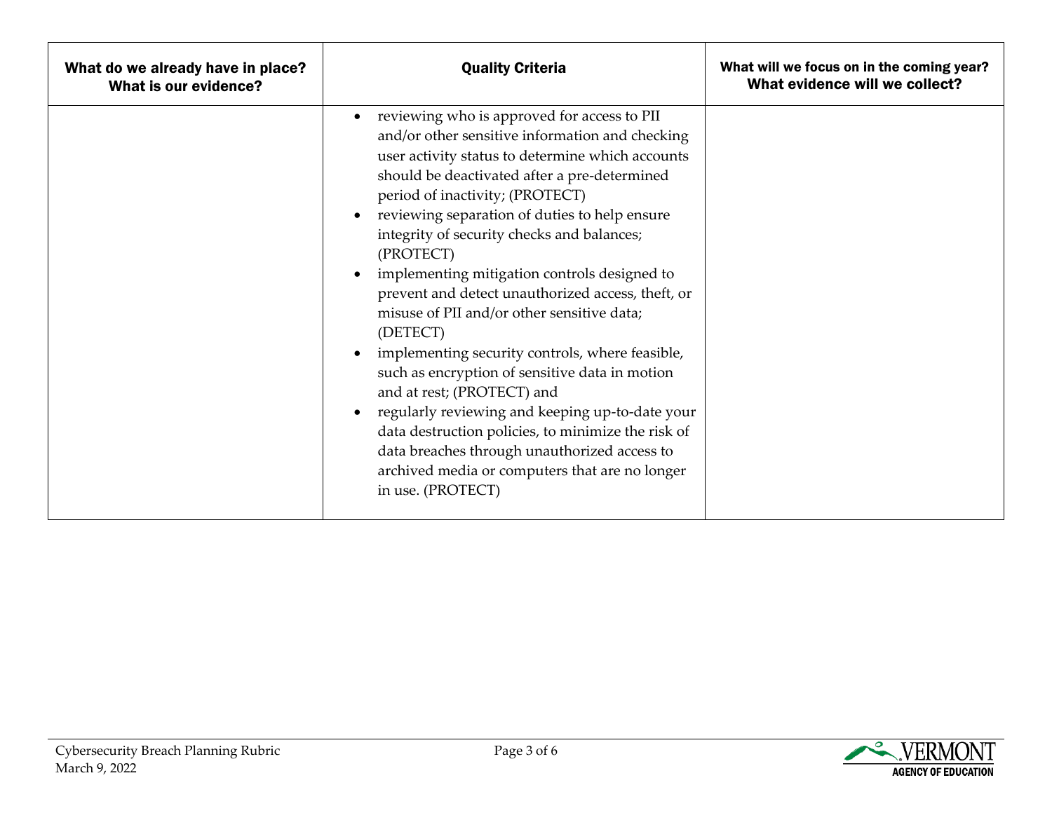| What do we already have in place? What is our evidence? | Quality Criteria | What will we focus on in the coming year? What evidence will we collect? |
|---|---|---|
| | • reviewing who is approved for access to PII and/or other sensitive information and checking user activity status to determine which accounts should be deactivated after a pre-determined period of inactivity; (PROTECT)<br>• reviewing separation of duties to help ensure integrity of security checks and balances; (PROTECT)<br>• implementing mitigation controls designed to prevent and detect unauthorized access, theft, or misuse of PII and/or other sensitive data; (DETECT)<br>• implementing security controls, where feasible, such as encryption of sensitive data in motion and at rest; (PROTECT) and<br>• regularly reviewing and keeping up-to-date your data destruction policies, to minimize the risk of data breaches through unauthorized access to archived media or computers that are no longer in use. (PROTECT) | |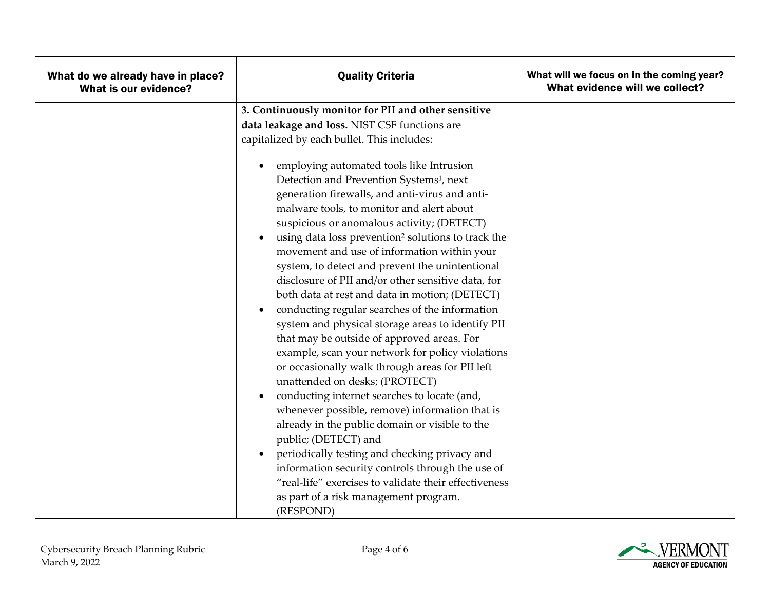| What do we already have in place? What is our evidence? | Quality Criteria | What will we focus on in the coming year? What evidence will we collect? |
|---|---|---|
| | **3. Continuously monitor for PII and other sensitive data leakage and loss.** NIST CSF functions are capitalized by each bullet. This includes:<br><br>• employing automated tools like Intrusion Detection and Prevention Systems[1], next generation firewalls, and anti-virus and anti-malware tools, to monitor and alert about suspicious or anomalous activity; (DETECT)<br>• using data loss prevention[2] solutions to track the movement and use of information within your system, to detect and prevent the unintentional disclosure of PII and/or other sensitive data, for both data at rest and data in motion; (DETECT)<br>• conducting regular searches of the information system and physical storage areas to identify PII that may be outside of approved areas. For example, scan your network for policy violations or occasionally walk through areas for PII left unattended on desks; (PROTECT)<br>• conducting internet searches to locate (and, whenever possible, remove) information that is already in the public domain or visible to the public; (DETECT) and<br>• periodically testing and checking privacy and information security controls through the use of "real-life" exercises to validate their effectiveness as part of a risk management program. (RESPOND) | |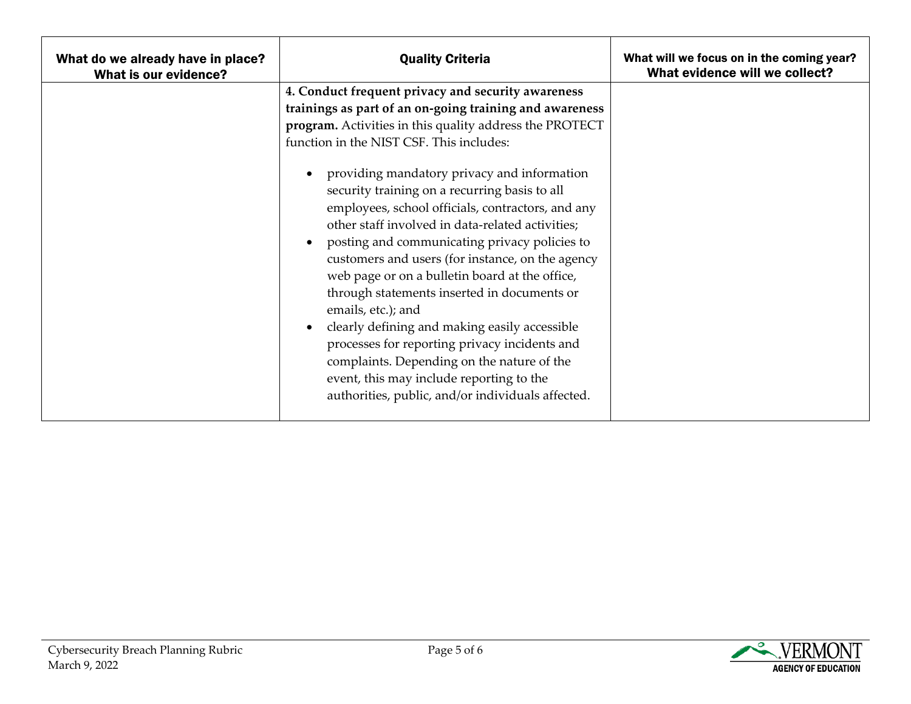| What do we already have in place? What is our evidence? | Quality Criteria | What will we focus on in the coming year? What evidence will we collect? |
|---|---|---|
| | **4. Conduct frequent privacy and security awareness trainings as part of an on-going training and awareness program.** Activities in this quality address the PROTECT function in the NIST CSF. This includes:<br><br>• providing mandatory privacy and information security training on a recurring basis to all employees, school officials, contractors, and any other staff involved in data-related activities;<br>• posting and communicating privacy policies to customers and users (for instance, on the agency web page or on a bulletin board at the office, through statements inserted in documents or emails, etc.); and<br>• clearly defining and making easily accessible processes for reporting privacy incidents and complaints. Depending on the nature of the event, this may include reporting to the authorities, public, and/or individuals affected. | |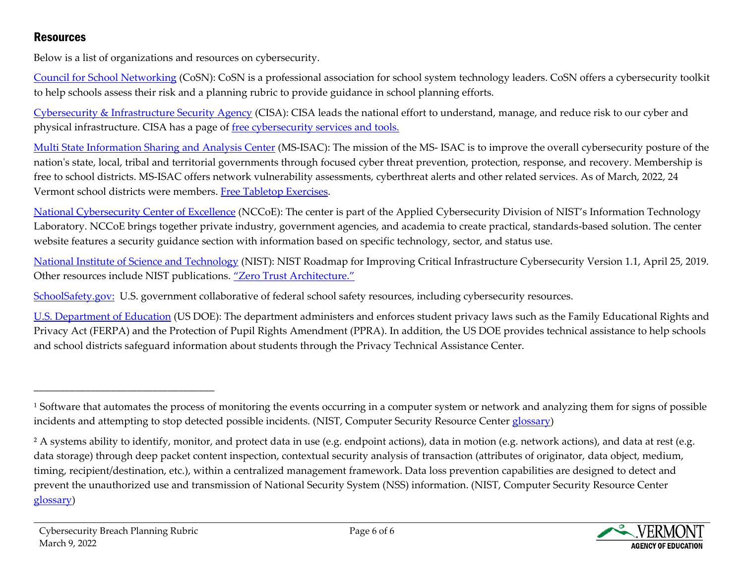## Resources

Below is a list of organizations and resources on cybersecurity.

Council for School Networking (CoSN): CoSN is a professional association for school system technology leaders. CoSN offers a cybersecurity toolkit to help schools assess their risk and a planning rubric to provide guidance in school planning efforts.

Cybersecurity & Infrastructure Security Agency (CISA): CISA leads the national effort to understand, manage, and reduce risk to our cyber and physical infrastructure. CISA has a page of free cybersecurity services and tools.

Multi State Information Sharing and Analysis Center (MS-ISAC): The mission of the MS- ISAC is to improve the overall cybersecurity posture of the nation's state, local, tribal and territorial governments through focused cyber threat prevention, protection, response, and recovery. Membership is free to school districts. MS-ISAC offers network vulnerability assessments, cyberthreat alerts and other related services. As of March, 2022, 24 Vermont school districts were members. Free Tabletop Exercises.

National Cybersecurity Center of Excellence (NCCoE): The center is part of the Applied Cybersecurity Division of NIST's Information Technology Laboratory. NCCoE brings together private industry, government agencies, and academia to create practical, standards-based solution. The center website features a security guidance section with information based on specific technology, sector, and status use.

National Institute of Science and Technology (NIST): NIST Roadmap for Improving Critical Infrastructure Cybersecurity Version 1.1, April 25, 2019. Other resources include NIST publications. "Zero Trust Architecture."

SchoolSafety.gov: U.S. government collaborative of federal school safety resources, including cybersecurity resources.

U.S. Department of Education (US DOE): The department administers and enforces student privacy laws such as the Family Educational Rights and Privacy Act (FERPA) and the Protection of Pupil Rights Amendment (PPRA). In addition, the US DOE provides technical assistance to help schools and school districts safeguard information about students through the Privacy Technical Assistance Center.

---

[1] Software that automates the process of monitoring the events occurring in a computer system or network and analyzing them for signs of possible incidents and attempting to stop detected possible incidents. (NIST, Computer Security Resource Center glossary)

[2] A systems ability to identify, monitor, and protect data in use (e.g. endpoint actions), data in motion (e.g. network actions), and data at rest (e.g. data storage) through deep packet content inspection, contextual security analysis of transaction (attributes of originator, data object, medium, timing, recipient/destination, etc.), within a centralized management framework. Data loss prevention capabilities are designed to detect and prevent the unauthorized use and transmission of National Security System (NSS) information. (NIST, Computer Security Resource Center glossary)